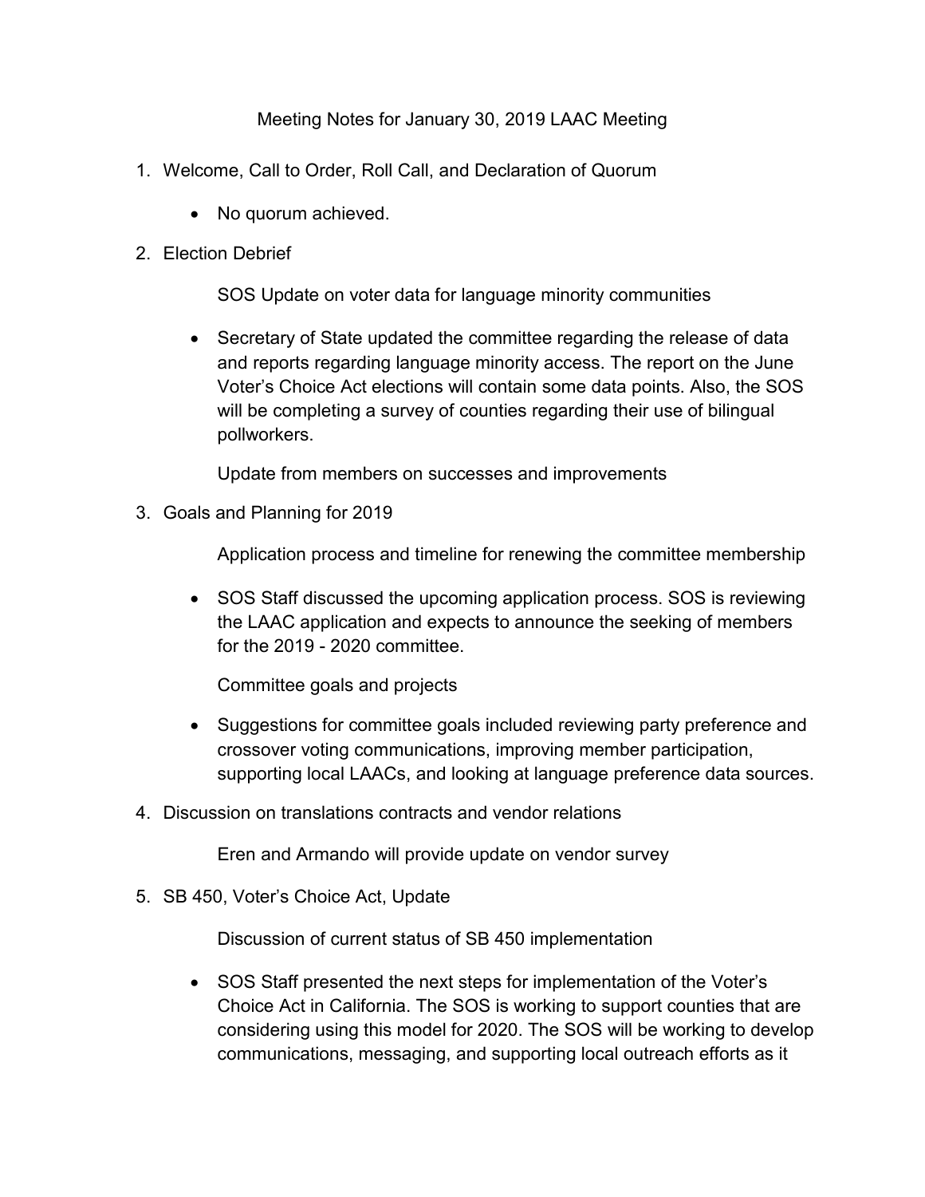# Meeting Notes for January 30, 2019 LAAC Meeting

1. Welcome, Call to Order, Roll Call, and Declaration of Quorum

   - No quorum achieved.

2. Election Debrief

   SOS Update on voter data for language minority communities

   - Secretary of State updated the committee regarding the release of data and reports regarding language minority access. The report on the June Voter's Choice Act elections will contain some data points. Also, the SOS will be completing a survey of counties regarding their use of bilingual pollworkers.

   Update from members on successes and improvements

3. Goals and Planning for 2019

   Application process and timeline for renewing the committee membership

   - SOS Staff discussed the upcoming application process. SOS is reviewing the LAAC application and expects to announce the seeking of members for the 2019 - 2020 committee.

   Committee goals and projects

   - Suggestions for committee goals included reviewing party preference and crossover voting communications, improving member participation, supporting local LAACs, and looking at language preference data sources.

4. Discussion on translations contracts and vendor relations

   Eren and Armando will provide update on vendor survey

5. SB 450, Voter's Choice Act, Update

   Discussion of current status of SB 450 implementation

   - SOS Staff presented the next steps for implementation of the Voter's Choice Act in California. The SOS is working to support counties that are considering using this model for 2020. The SOS will be working to develop communications, messaging, and supporting local outreach efforts as it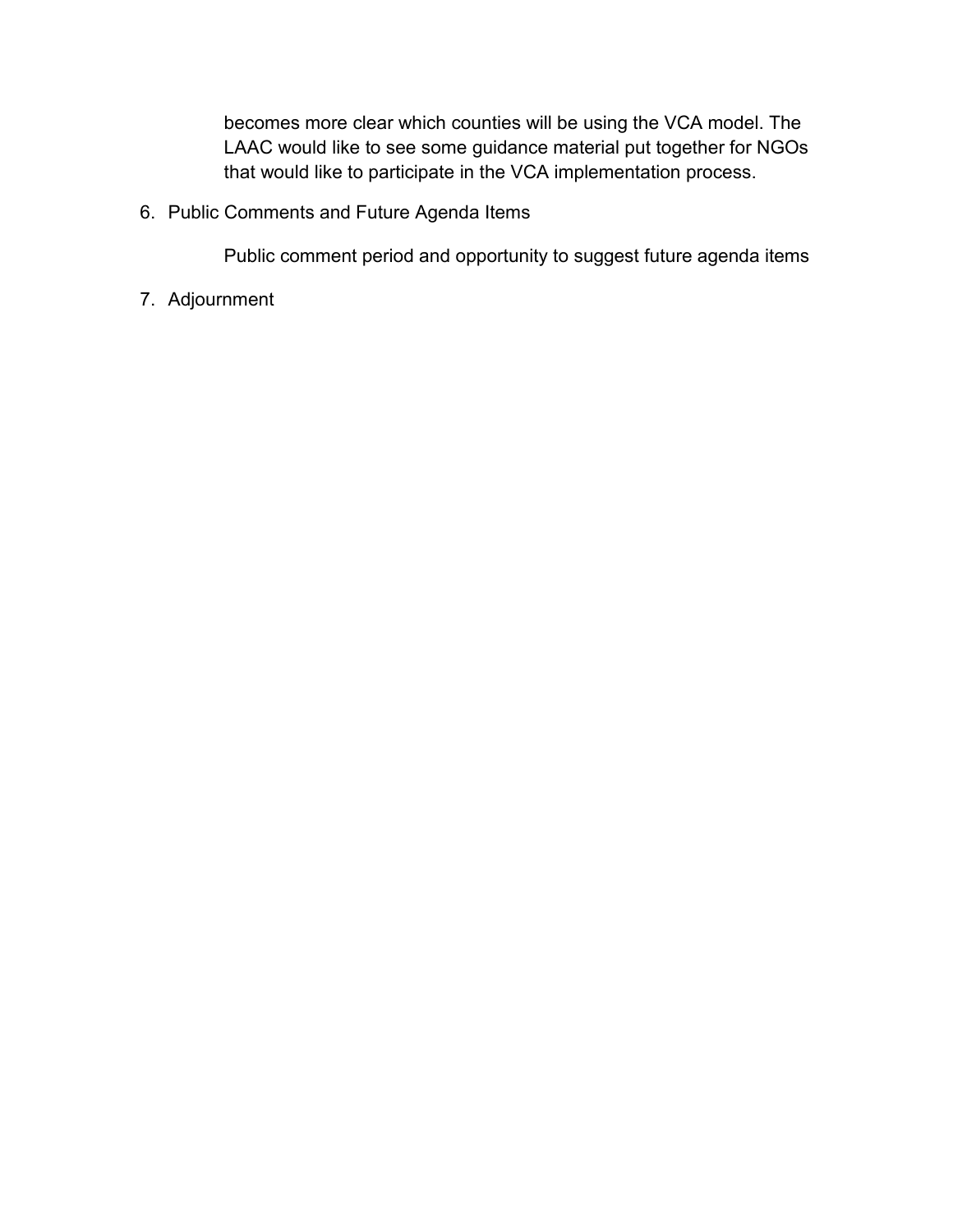becomes more clear which counties will be using the VCA model. The LAAC would like to see some guidance material put together for NGOs that would like to participate in the VCA implementation process.

6. Public Comments and Future Agenda Items

   Public comment period and opportunity to suggest future agenda items

7. Adjournment